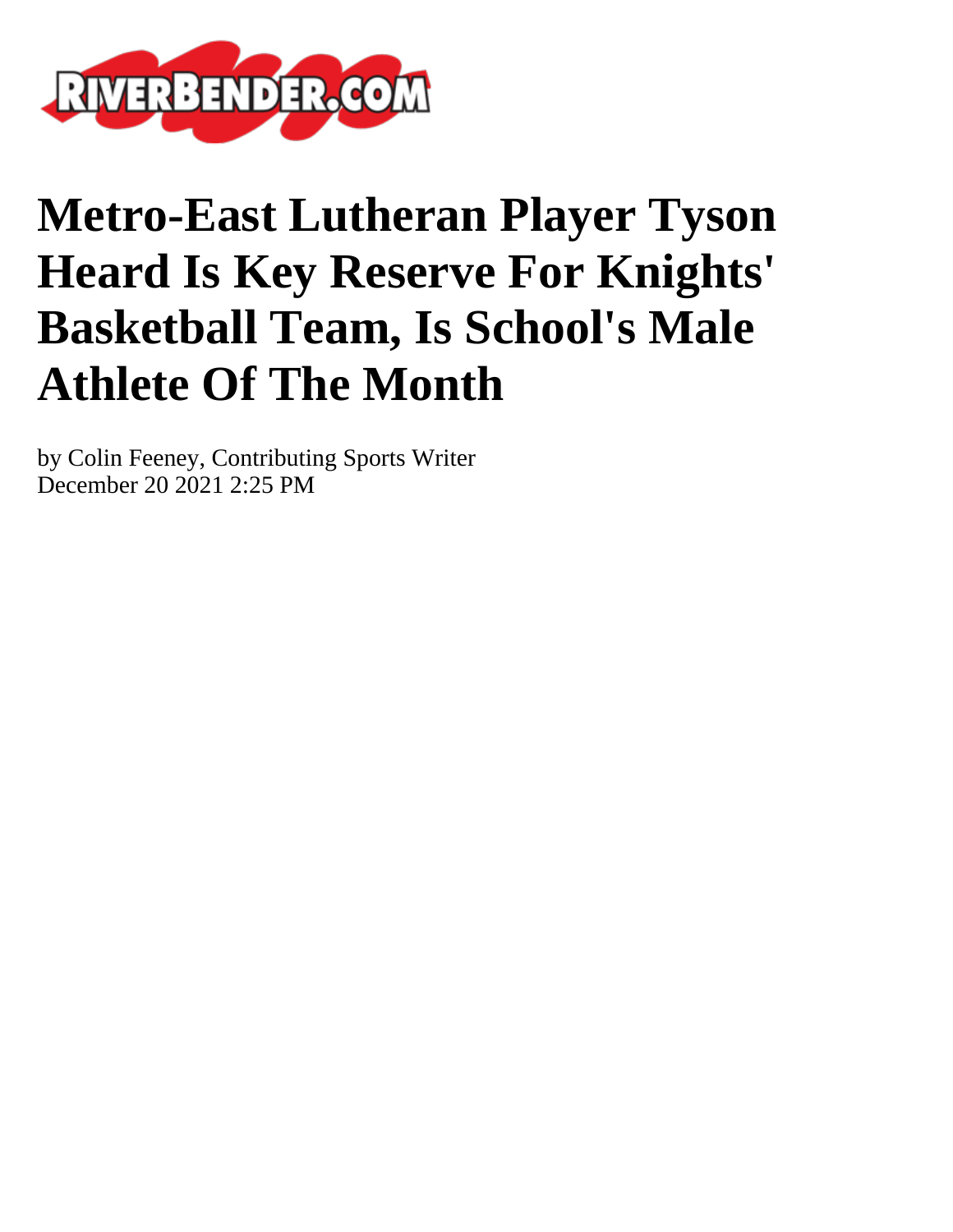# Metro-East Lutheran Player Tyson Heard Is Key Reserve For Knights' Basketball Team, Is School's Male Athlete Of The Month

by Colin Feeney, Contributing Sports Writer
December 20 2021 2:25 PM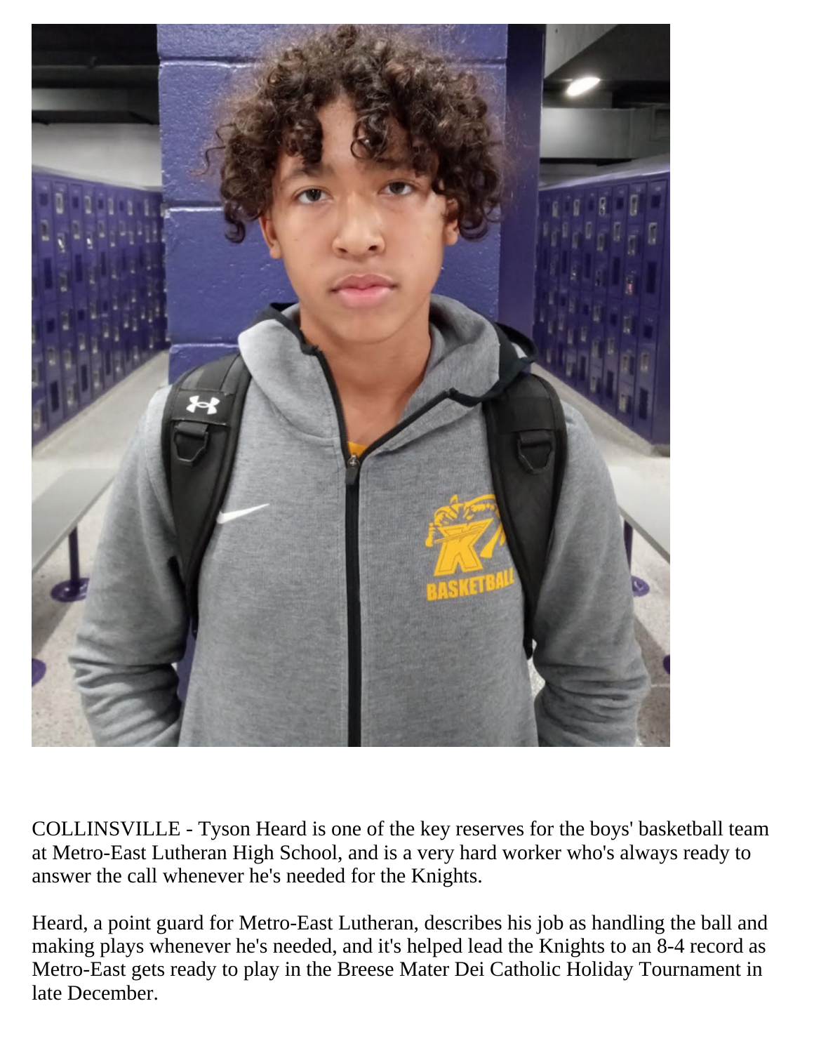COLLINSVILLE - Tyson Heard is one of the key reserves for the boys' basketball team at Metro-East Lutheran High School, and is a very hard worker who's always ready to answer the call whenever he's needed for the Knights.

Heard, a point guard for Metro-East Lutheran, describes his job as handling the ball and making plays whenever he's needed, and it's helped lead the Knights to an 8-4 record as Metro-East gets ready to play in the Breese Mater Dei Catholic Holiday Tournament in late December.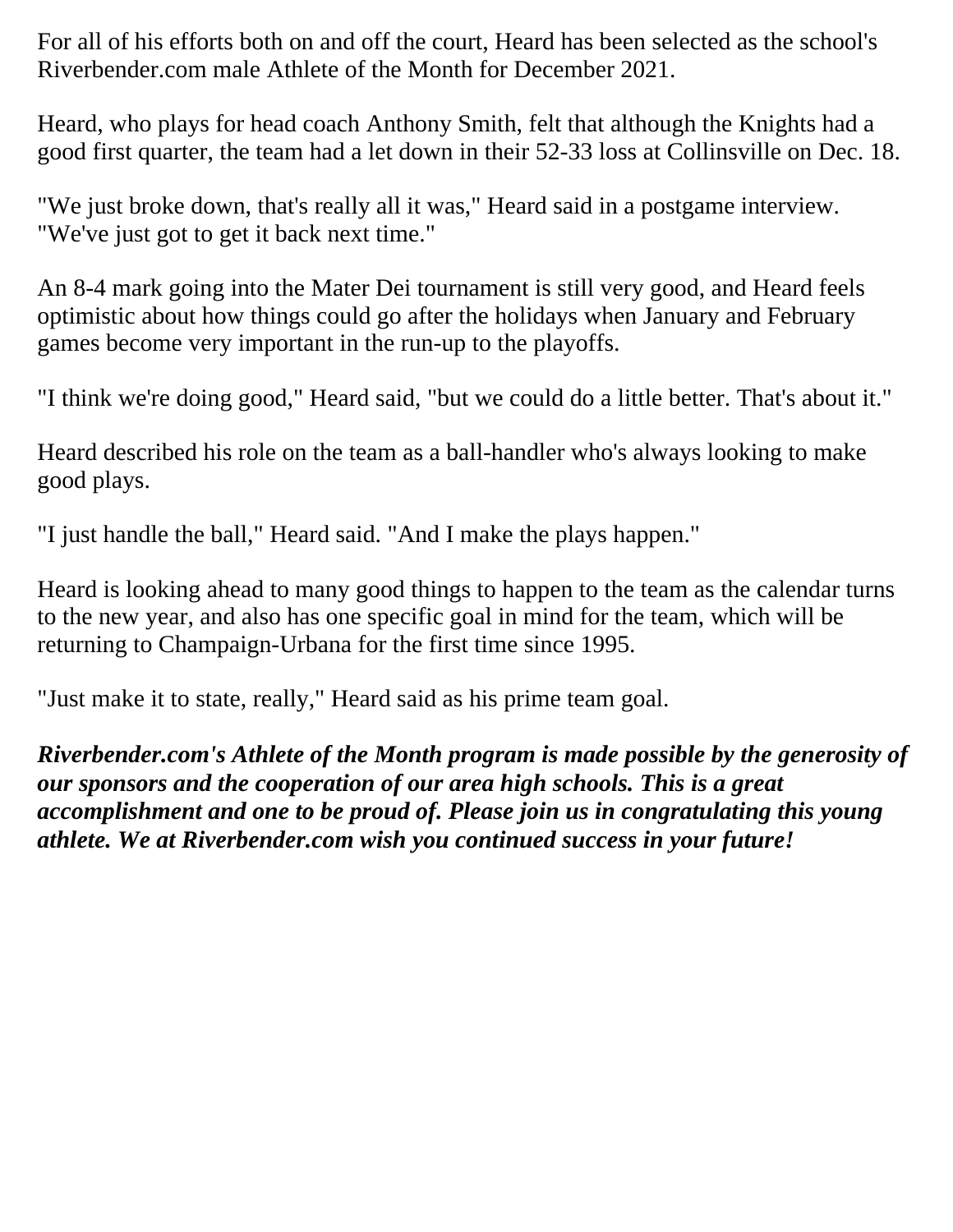For all of his efforts both on and off the court, Heard has been selected as the school's Riverbender.com male Athlete of the Month for December 2021.

Heard, who plays for head coach Anthony Smith, felt that although the Knights had a good first quarter, the team had a let down in their 52-33 loss at Collinsville on Dec. 18.

"We just broke down, that's really all it was," Heard said in a postgame interview. "We've just got to get it back next time."

An 8-4 mark going into the Mater Dei tournament is still very good, and Heard feels optimistic about how things could go after the holidays when January and February games become very important in the run-up to the playoffs.

"I think we're doing good," Heard said, "but we could do a little better. That's about it."

Heard described his role on the team as a ball-handler who's always looking to make good plays.

"I just handle the ball," Heard said. "And I make the plays happen."

Heard is looking ahead to many good things to happen to the team as the calendar turns to the new year, and also has one specific goal in mind for the team, which will be returning to Champaign-Urbana for the first time since 1995.

"Just make it to state, really," Heard said as his prime team goal.

***Riverbender.com's Athlete of the Month program is made possible by the generosity of our sponsors and the cooperation of our area high schools. This is a great accomplishment and one to be proud of. Please join us in congratulating this young athlete. We at Riverbender.com wish you continued success in your future!***